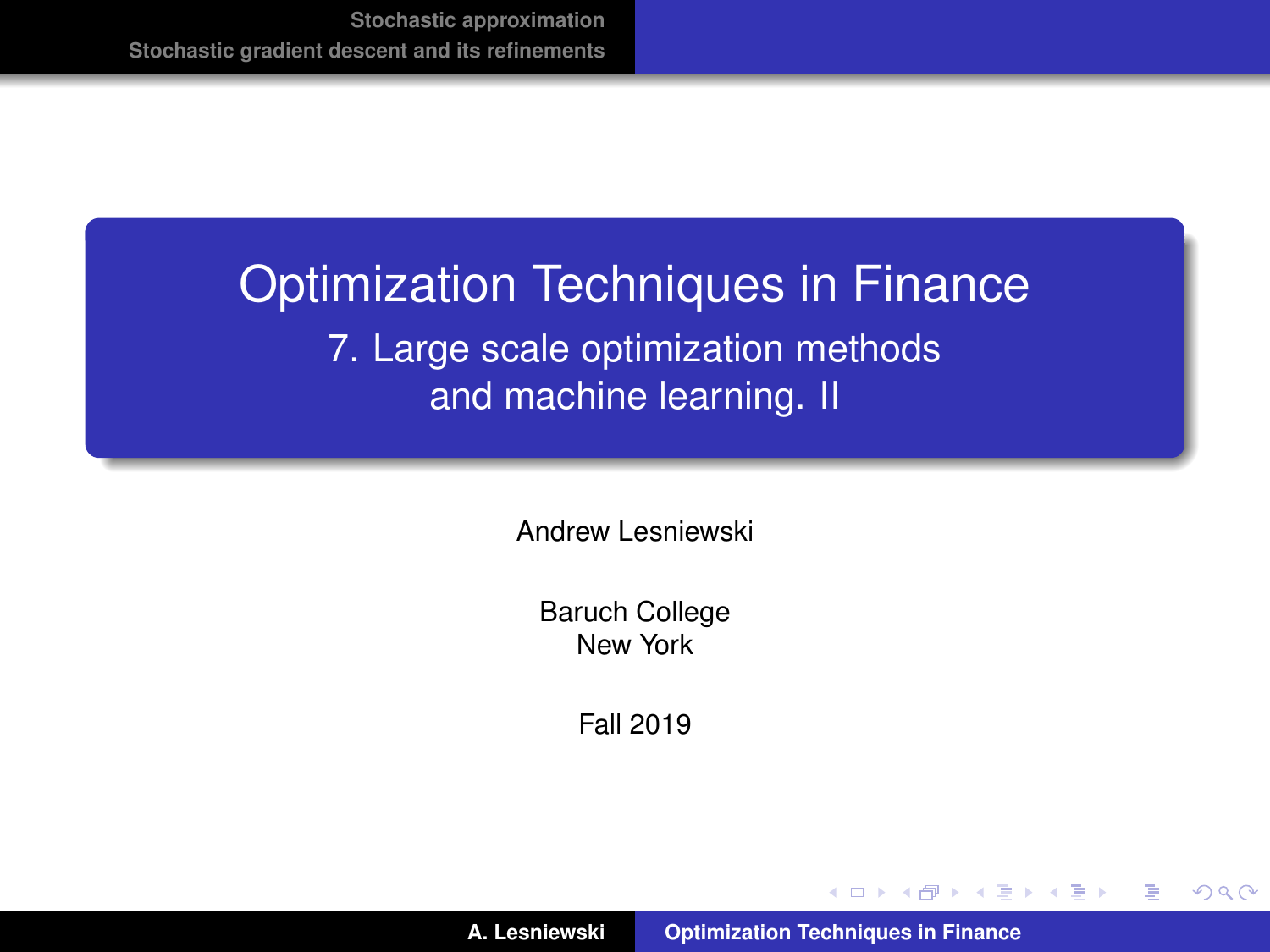# Optimization Techniques in Finance

## 7. Large scale optimization methods and machine learning. II

Andrew Lesniewski

Baruch College
New York

Fall 2019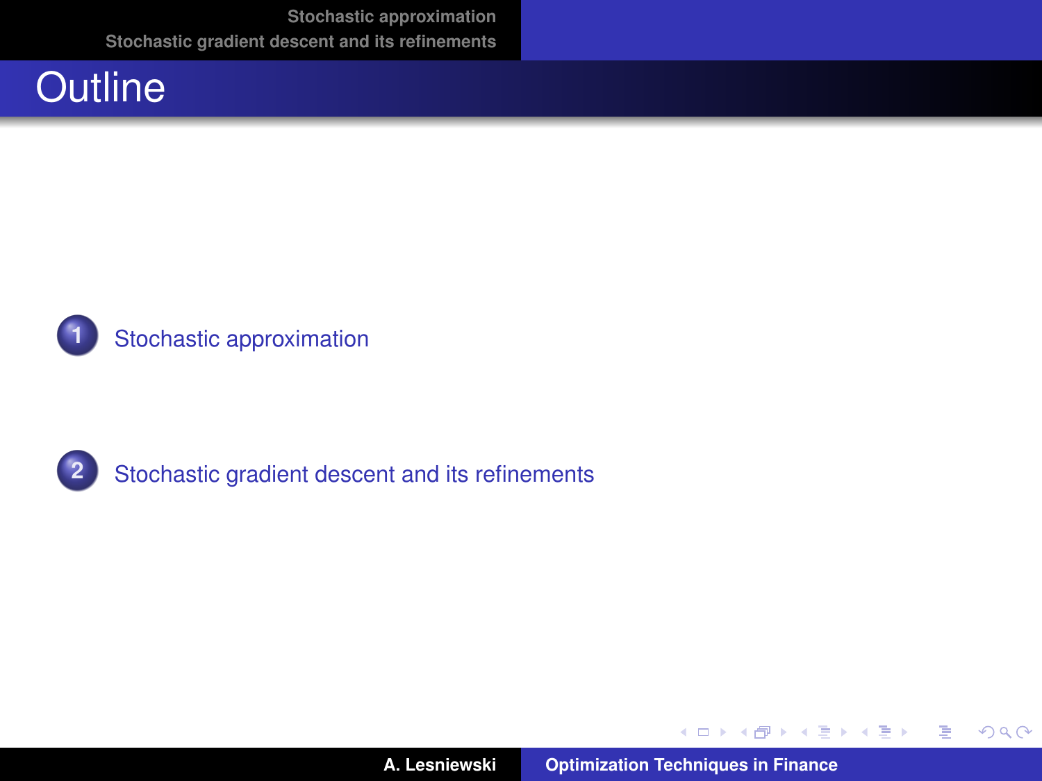# Outline

1. Stochastic approximation
2. Stochastic gradient descent and its refinements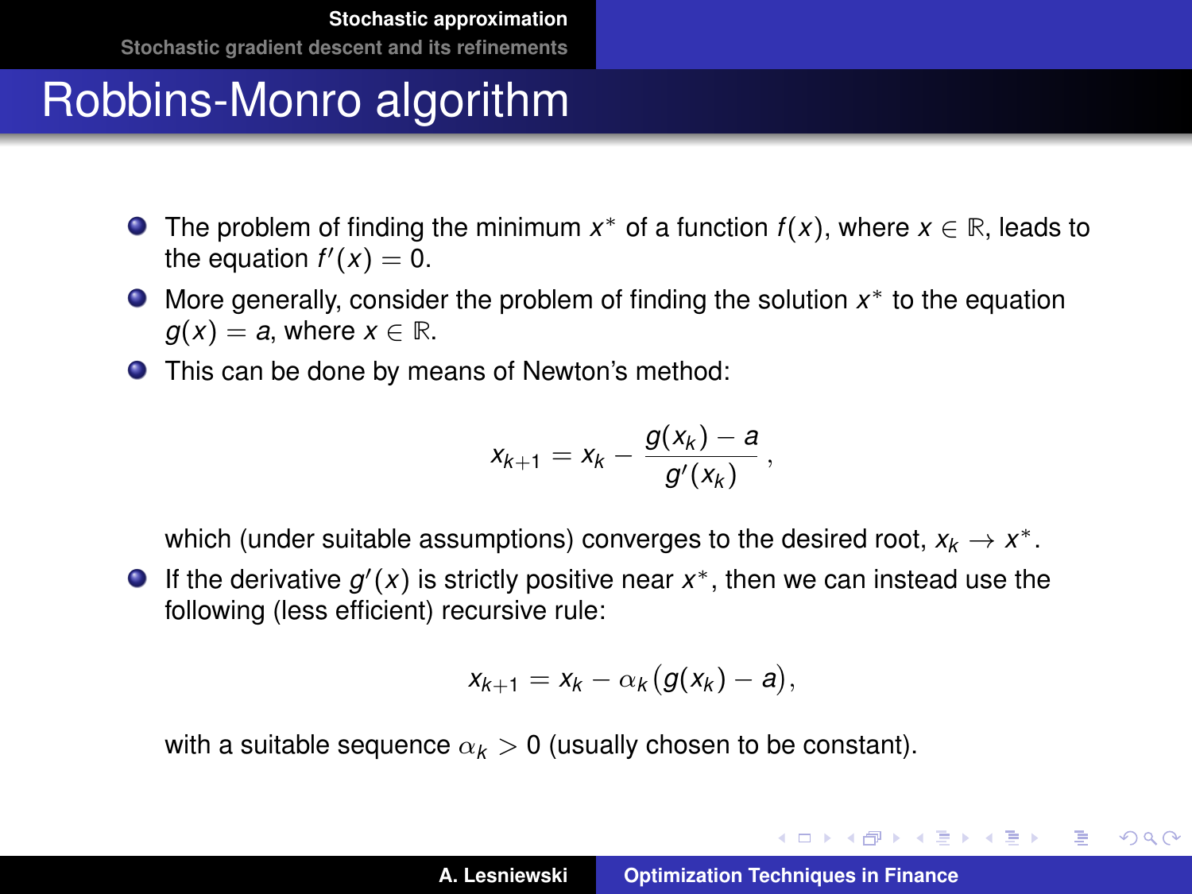# Robbins-Monro algorithm

- The problem of finding the minimum $x^*$ of a function $f(x)$, where $x \in \mathbb{R}$, leads to the equation $f'(x) = 0$.
- More generally, consider the problem of finding the solution $x^*$ to the equation $g(x) = a$, where $x \in \mathbb{R}$.
- This can be done by means of Newton's method:

$$x_{k+1} = x_k - \frac{g(x_k) - a}{g'(x_k)},$$

  which (under suitable assumptions) converges to the desired root, $x_k \to x^*$.
- If the derivative $g'(x)$ is strictly positive near $x^*$, then we can instead use the following (less efficient) recursive rule:

$$x_{k+1} = x_k - \alpha_k (g(x_k) - a),$$

  with a suitable sequence $\alpha_k > 0$ (usually chosen to be constant).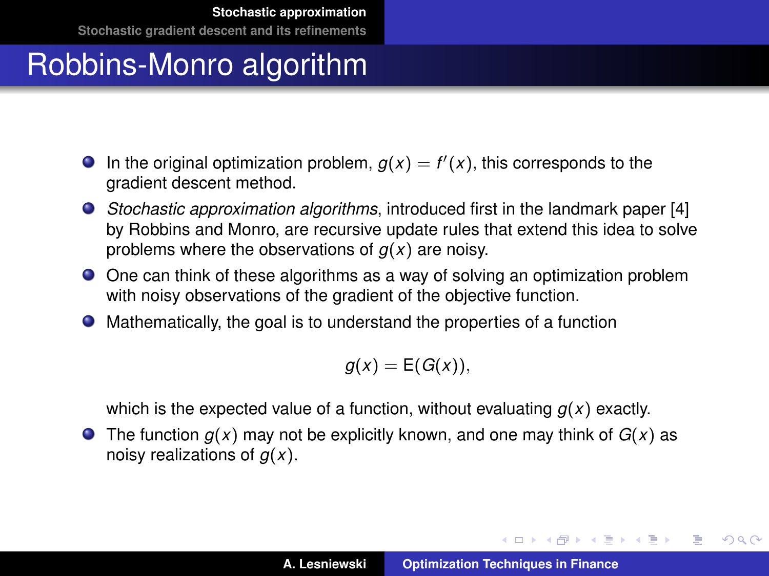# Robbins-Monro algorithm

- In the original optimization problem, $g(x) = f'(x)$, this corresponds to the gradient descent method.
- *Stochastic approximation algorithms*, introduced first in the landmark paper [4] by Robbins and Monro, are recursive update rules that extend this idea to solve problems where the observations of $g(x)$ are noisy.
- One can think of these algorithms as a way of solving an optimization problem with noisy observations of the gradient of the objective function.
- Mathematically, the goal is to understand the properties of a function

$$g(x) = \mathrm{E}(G(x)),$$

  which is the expected value of a function, without evaluating $g(x)$ exactly.
- The function $g(x)$ may not be explicitly known, and one may think of $G(x)$ as noisy realizations of $g(x)$.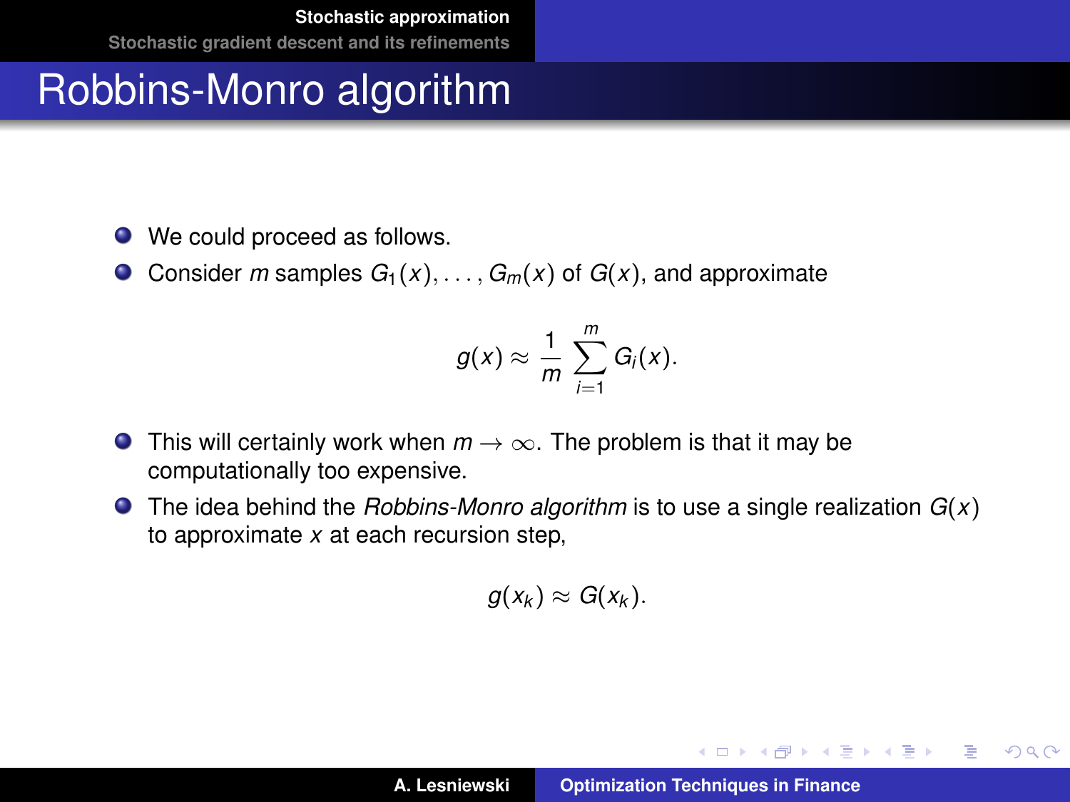# Robbins-Monro algorithm

- We could proceed as follows.
- Consider $m$ samples $G_1(x), \ldots, G_m(x)$ of $G(x)$, and approximate

$$g(x) \approx \frac{1}{m} \sum_{i=1}^{m} G_i(x).$$

- This will certainly work when $m \to \infty$. The problem is that it may be computationally too expensive.
- The idea behind the *Robbins-Monro algorithm* is to use a single realization $G(x)$ to approximate $x$ at each recursion step,

$$g(x_k) \approx G(x_k).$$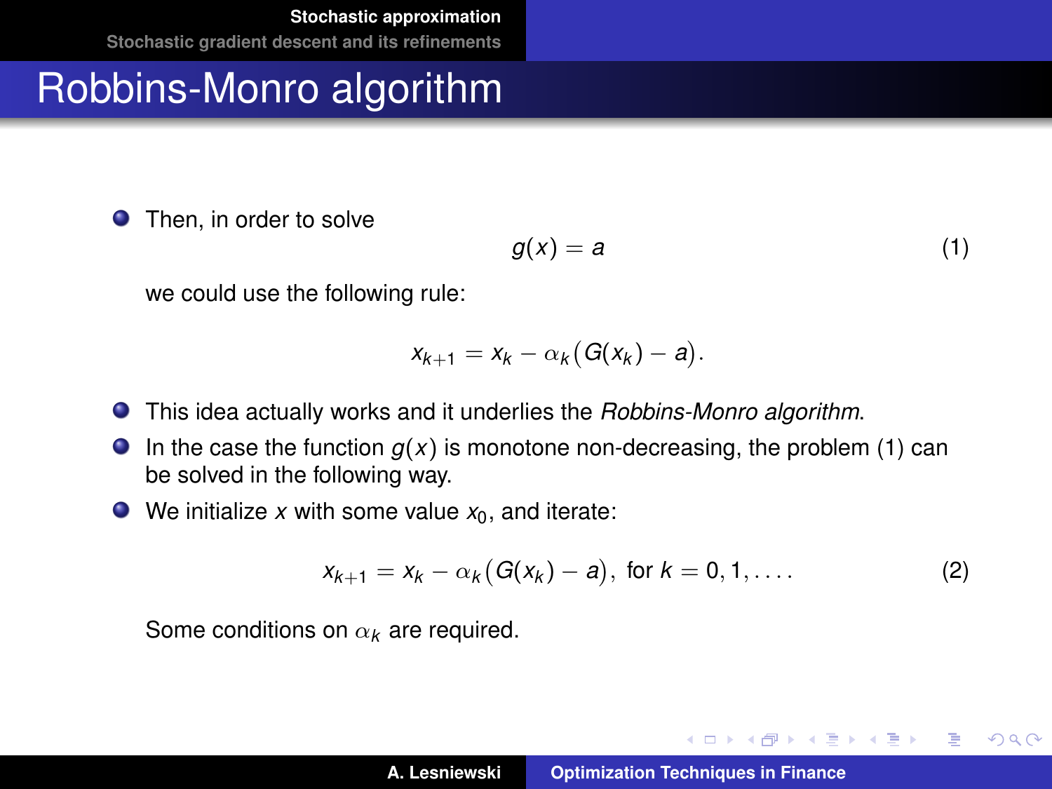# Robbins-Monro algorithm

- Then, in order to solve

$$g(x) = a \tag{1}$$

  we could use the following rule:

$$x_{k+1} = x_k - \alpha_k \big( G(x_k) - a \big).$$

- This idea actually works and it underlies the *Robbins-Monro algorithm*.
- In the case the function $g(x)$ is monotone non-decreasing, the problem (1) can be solved in the following way.
- We initialize $x$ with some value $x_0$, and iterate:

$$x_{k+1} = x_k - \alpha_k \big( G(x_k) - a \big), \text{ for } k = 0, 1, \ldots. \tag{2}$$

  Some conditions on $\alpha_k$ are required.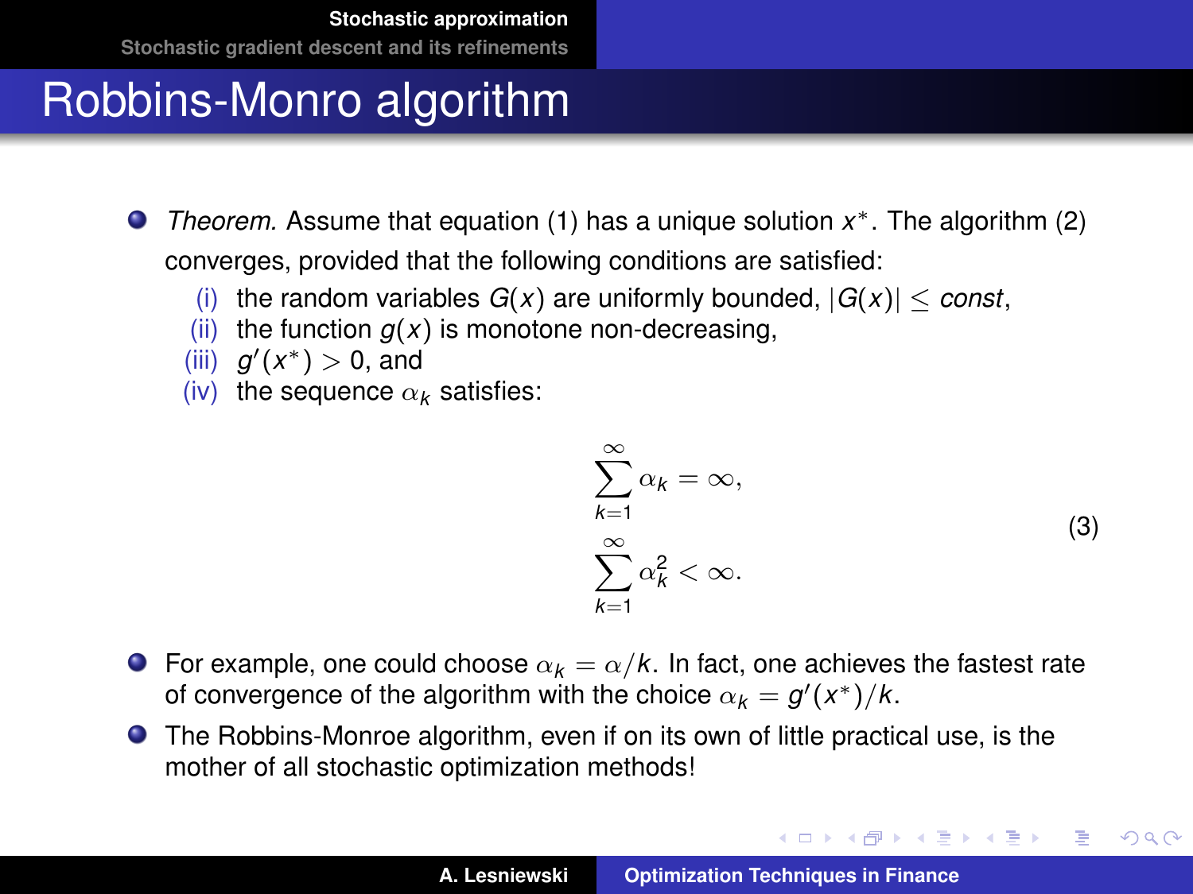# Robbins-Monro algorithm

- *Theorem.* Assume that equation (1) has a unique solution $x^*$. The algorithm (2) converges, provided that the following conditions are satisfied:
  - (i) the random variables $G(x)$ are uniformly bounded, $|G(x)| \leq const$,
  - (ii) the function $g(x)$ is monotone non-decreasing,
  - (iii) $g'(x^*) > 0$, and
  - (iv) the sequence $\alpha_k$ satisfies:

$$
\begin{aligned}
&\sum_{k=1}^{\infty} \alpha_k = \infty, \\
&\sum_{k=1}^{\infty} \alpha_k^2 < \infty.
\end{aligned}
\tag{3}
$$

- For example, one could choose $\alpha_k = \alpha/k$. In fact, one achieves the fastest rate of convergence of the algorithm with the choice $\alpha_k = g'(x^*)/k$.
- The Robbins-Monroe algorithm, even if on its own of little practical use, is the mother of all stochastic optimization methods!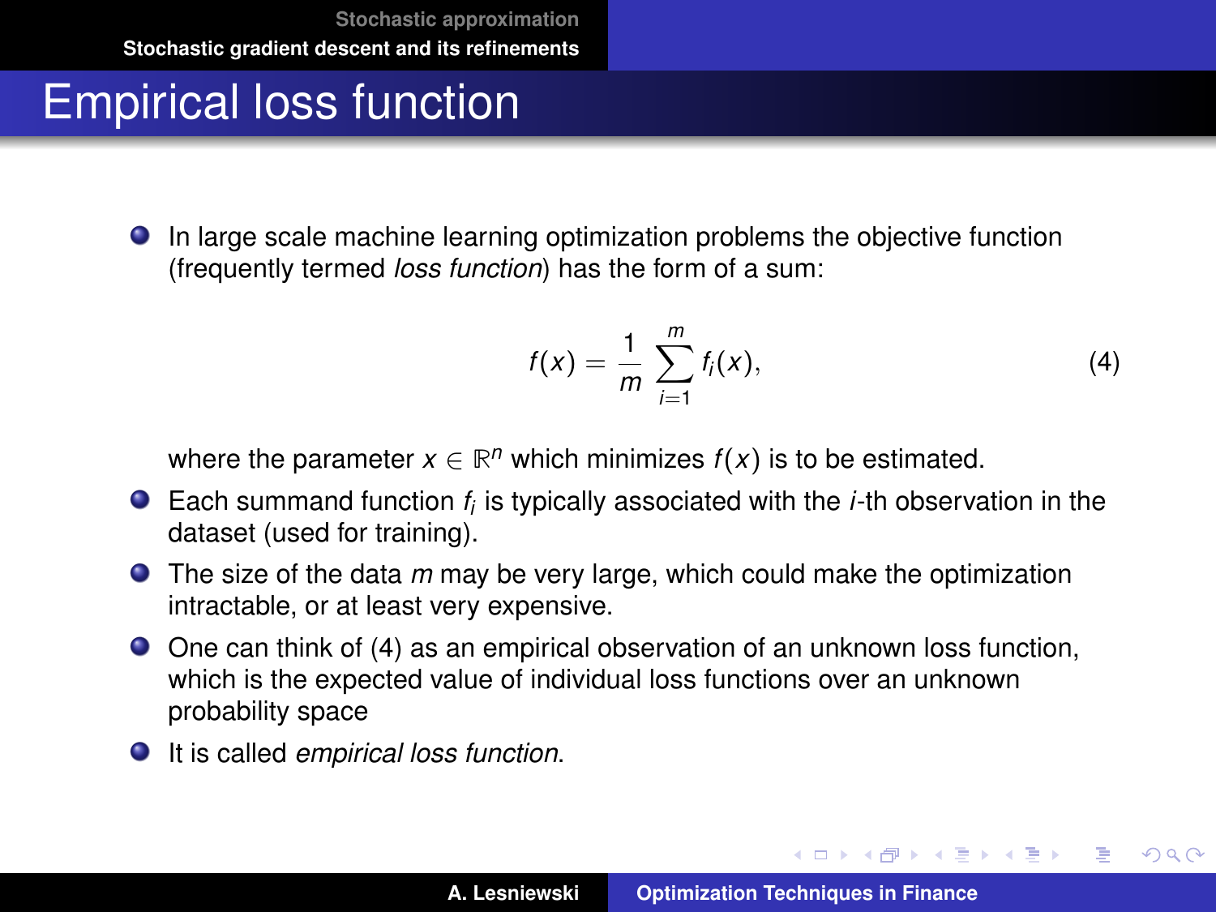# Empirical loss function

- In large scale machine learning optimization problems the objective function (frequently termed *loss function*) has the form of a sum:

$$f(x) = \frac{1}{m} \sum_{i=1}^{m} f_i(x), \tag{4}$$

  where the parameter $x \in \mathbb{R}^n$ which minimizes $f(x)$ is to be estimated.
- Each summand function $f_i$ is typically associated with the $i$-th observation in the dataset (used for training).
- The size of the data $m$ may be very large, which could make the optimization intractable, or at least very expensive.
- One can think of (4) as an empirical observation of an unknown loss function, which is the expected value of individual loss functions over an unknown probability space
- It is called *empirical loss function*.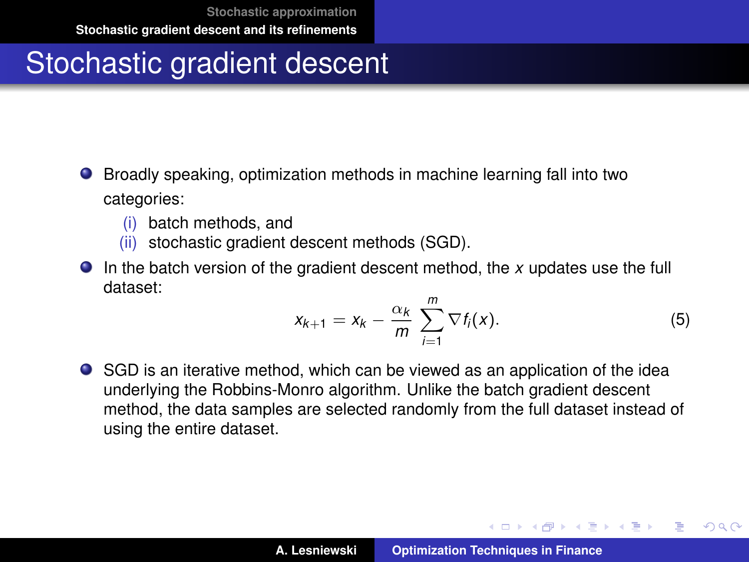# Stochastic gradient descent

- Broadly speaking, optimization methods in machine learning fall into two categories:
  - (i) batch methods, and
  - (ii) stochastic gradient descent methods (SGD).
- In the batch version of the gradient descent method, the $x$ updates use the full dataset:

$$x_{k+1} = x_k - \frac{\alpha_k}{m} \sum_{i=1}^{m} \nabla f_i(x). \tag{5}$$

- SGD is an iterative method, which can be viewed as an application of the idea underlying the Robbins-Monro algorithm. Unlike the batch gradient descent method, the data samples are selected randomly from the full dataset instead of using the entire dataset.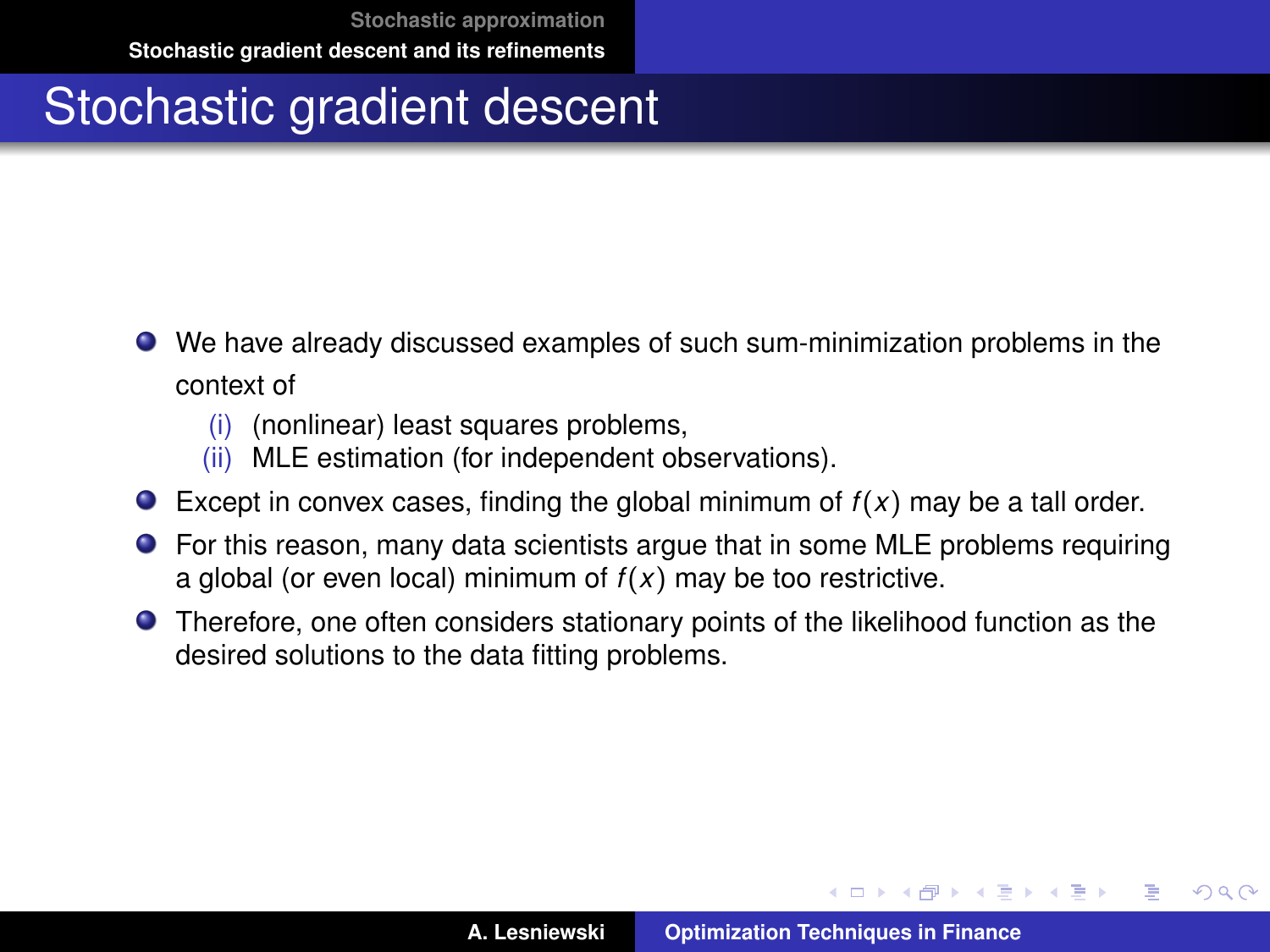# Stochastic gradient descent

- We have already discussed examples of such sum-minimization problems in the context of
  - (i) (nonlinear) least squares problems,
  - (ii) MLE estimation (for independent observations).
- Except in convex cases, finding the global minimum of $f(x)$ may be a tall order.
- For this reason, many data scientists argue that in some MLE problems requiring a global (or even local) minimum of $f(x)$ may be too restrictive.
- Therefore, one often considers stationary points of the likelihood function as the desired solutions to the data fitting problems.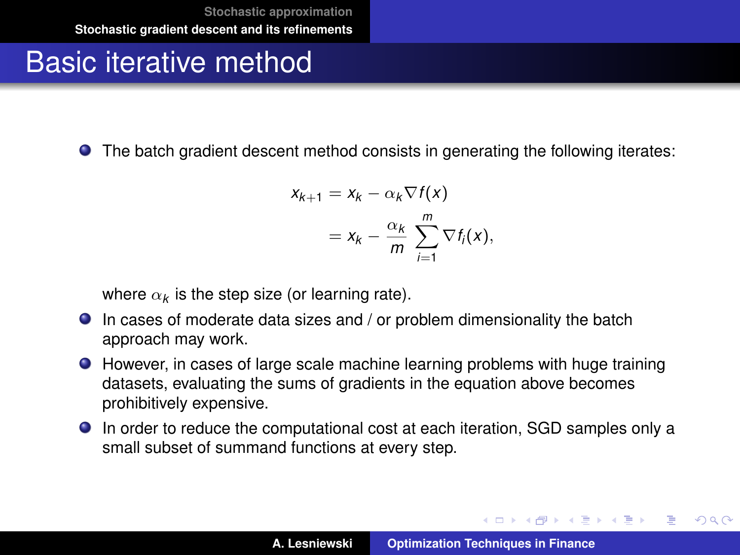# Basic iterative method

- The batch gradient descent method consists in generating the following iterates:

$$
\begin{aligned}
x_{k+1} &= x_k - \alpha_k \nabla f(x) \\
&= x_k - \frac{\alpha_k}{m} \sum_{i=1}^{m} \nabla f_i(x),
\end{aligned}
$$

  where $\alpha_k$ is the step size (or learning rate).
- In cases of moderate data sizes and / or problem dimensionality the batch approach may work.
- However, in cases of large scale machine learning problems with huge training datasets, evaluating the sums of gradients in the equation above becomes prohibitively expensive.
- In order to reduce the computational cost at each iteration, SGD samples only a small subset of summand functions at every step.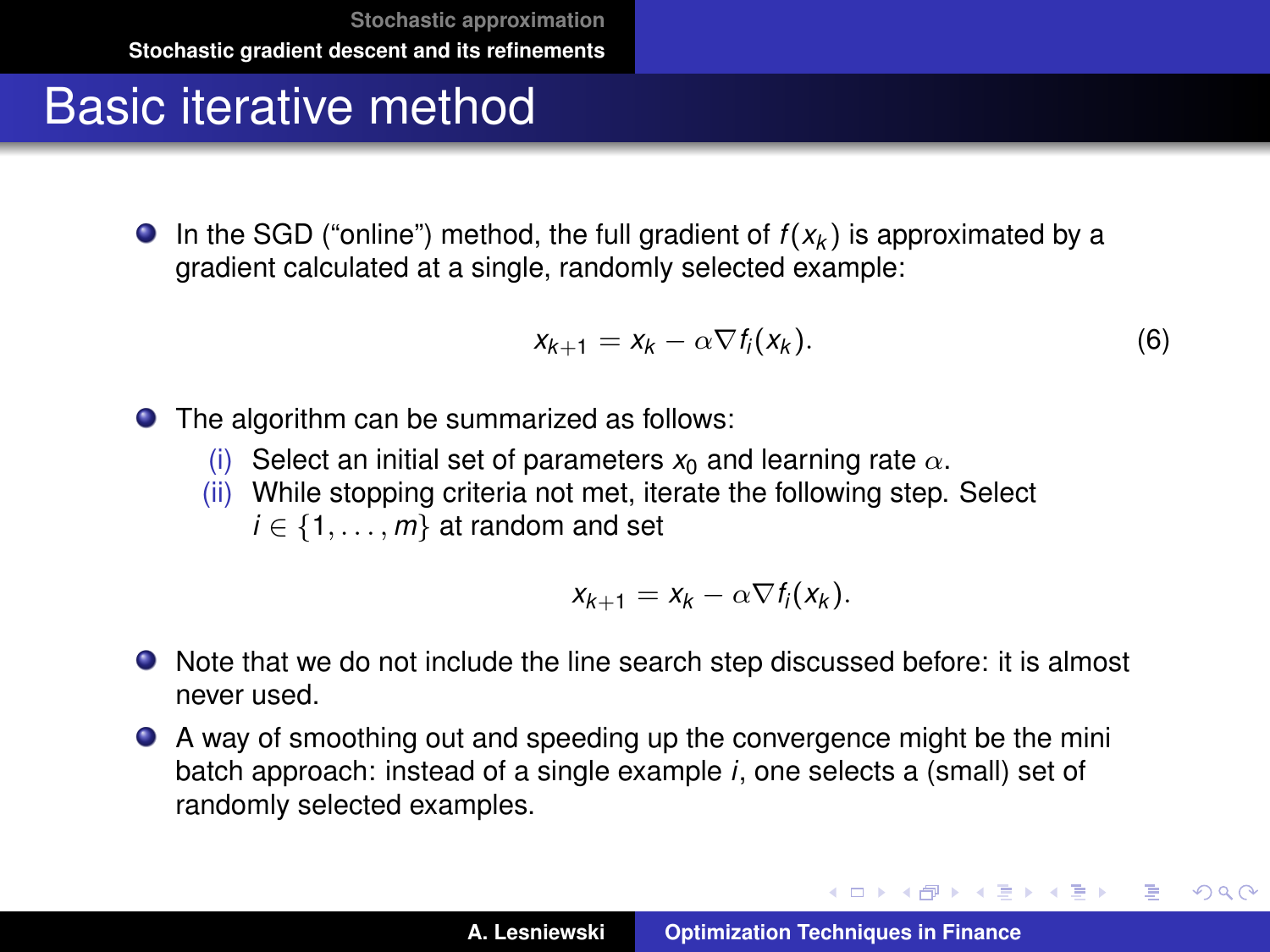# Basic iterative method

- In the SGD ("online") method, the full gradient of $f(x_k)$ is approximated by a gradient calculated at a single, randomly selected example:

$$x_{k+1} = x_k - \alpha \nabla f_i(x_k). \tag{6}$$

- The algorithm can be summarized as follows:
  - (i) Select an initial set of parameters $x_0$ and learning rate $\alpha$.
  - (ii) While stopping criteria not met, iterate the following step. Select $i \in \{1, \ldots, m\}$ at random and set

$$x_{k+1} = x_k - \alpha \nabla f_i(x_k).$$

- Note that we do not include the line search step discussed before: it is almost never used.
- A way of smoothing out and speeding up the convergence might be the mini batch approach: instead of a single example $i$, one selects a (small) set of randomly selected examples.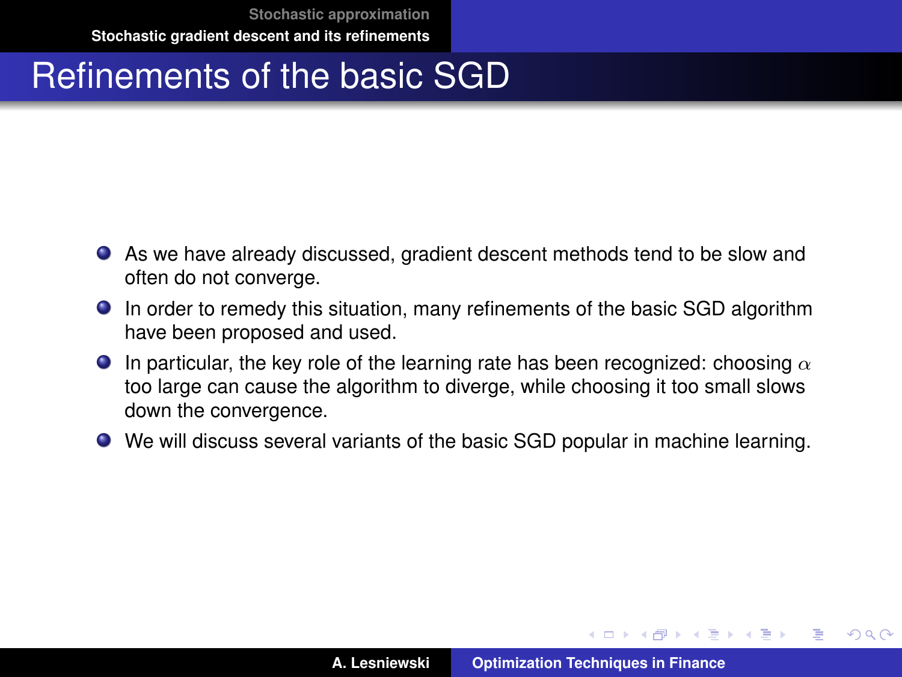# Refinements of the basic SGD

- As we have already discussed, gradient descent methods tend to be slow and often do not converge.
- In order to remedy this situation, many refinements of the basic SGD algorithm have been proposed and used.
- In particular, the key role of the learning rate has been recognized: choosing $\alpha$ too large can cause the algorithm to diverge, while choosing it too small slows down the convergence.
- We will discuss several variants of the basic SGD popular in machine learning.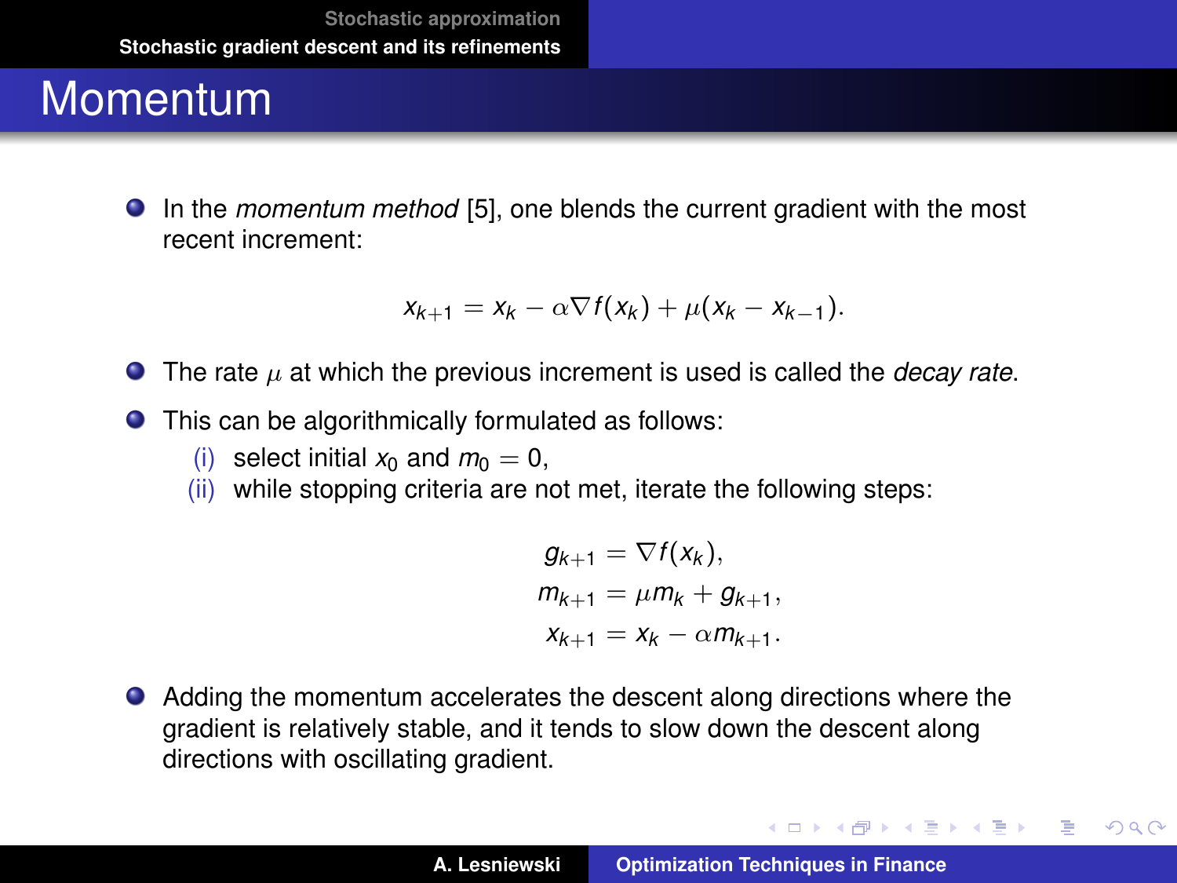# Momentum

- In the *momentum method* [5], one blends the current gradient with the most recent increment:

$$x_{k+1} = x_k - \alpha \nabla f(x_k) + \mu(x_k - x_{k-1}).$$

- The rate $\mu$ at which the previous increment is used is called the *decay rate*.
- This can be algorithmically formulated as follows:
  - (i) select initial $x_0$ and $m_0 = 0$,
  - (ii) while stopping criteria are not met, iterate the following steps:

$$\begin{aligned} g_{k+1} &= \nabla f(x_k), \\ m_{k+1} &= \mu m_k + g_{k+1}, \\ x_{k+1} &= x_k - \alpha m_{k+1}. \end{aligned}$$

- Adding the momentum accelerates the descent along directions where the gradient is relatively stable, and it tends to slow down the descent along directions with oscillating gradient.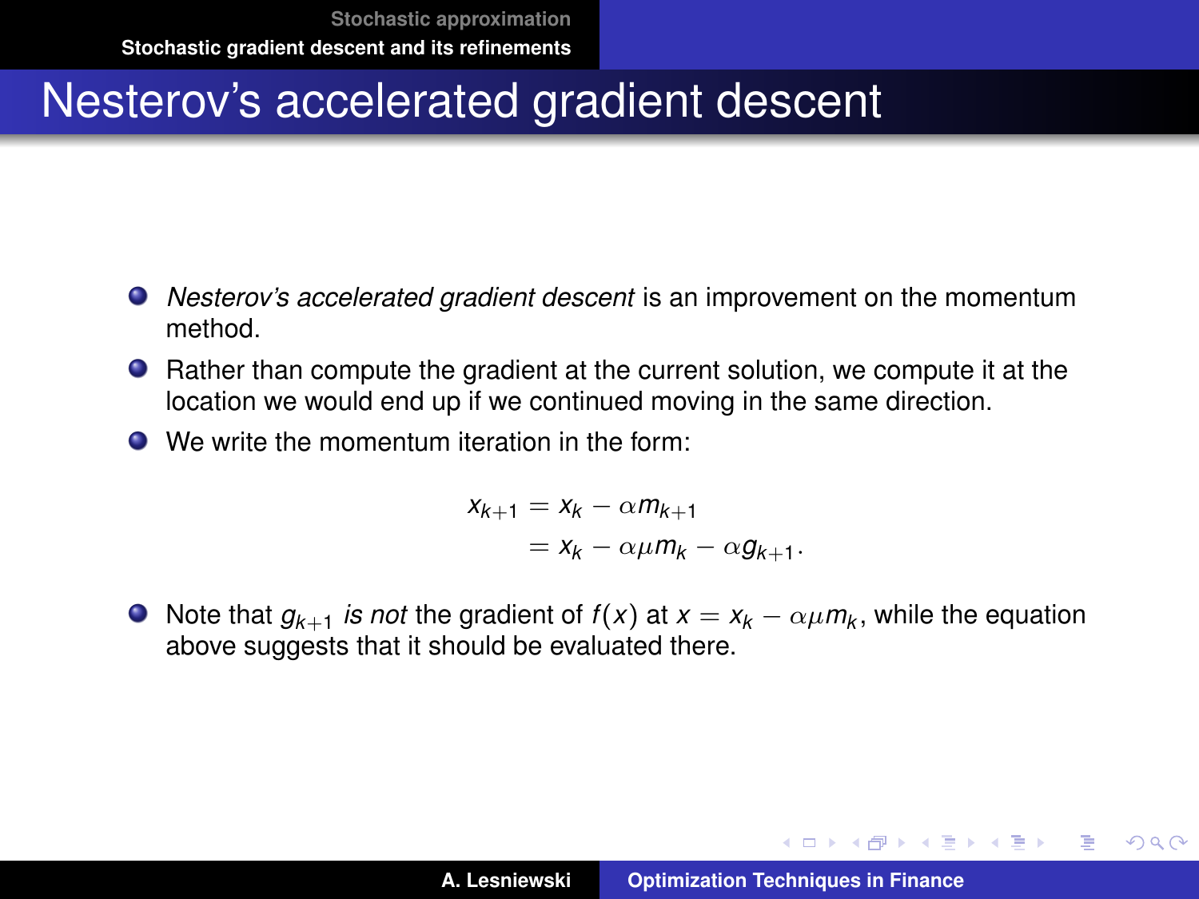# Nesterov's accelerated gradient descent

- *Nesterov's accelerated gradient descent* is an improvement on the momentum method.
- Rather than compute the gradient at the current solution, we compute it at the location we would end up if we continued moving in the same direction.
- We write the momentum iteration in the form:

$$
\begin{aligned}
x_{k+1} &= x_k - \alpha m_{k+1} \\
&= x_k - \alpha \mu m_k - \alpha g_{k+1}.
\end{aligned}
$$

- Note that $g_{k+1}$ *is not* the gradient of $f(x)$ at $x = x_k - \alpha \mu m_k$, while the equation above suggests that it should be evaluated there.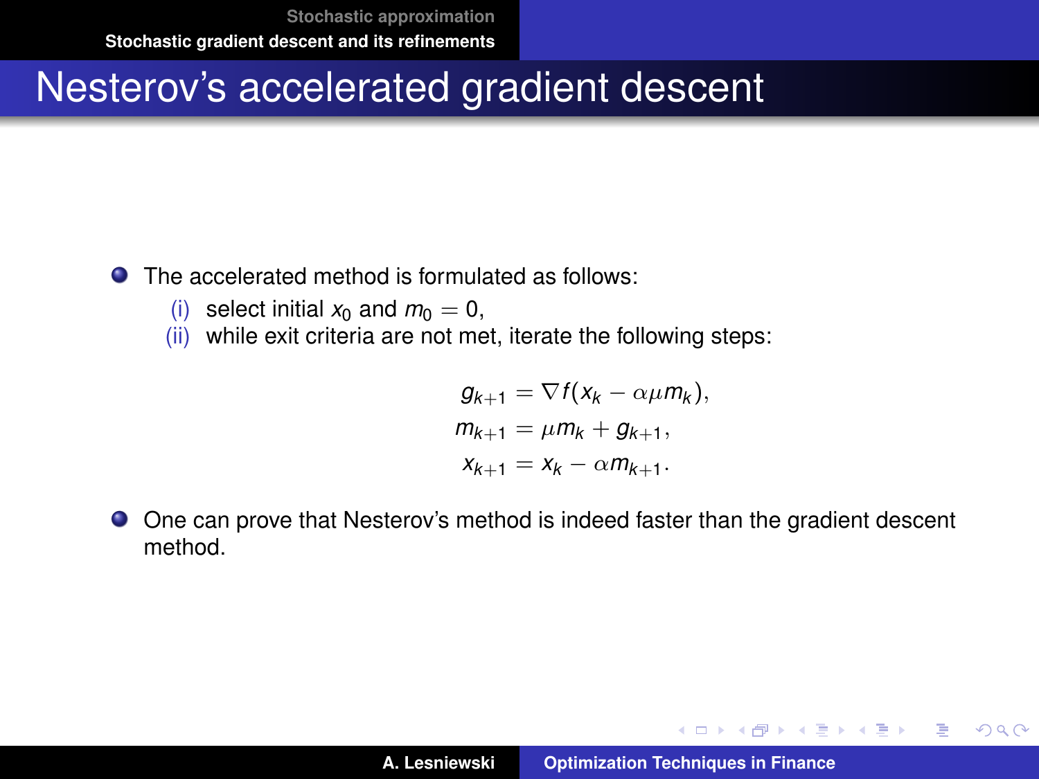# Nesterov's accelerated gradient descent

- The accelerated method is formulated as follows:
  - (i) select initial $x_0$ and $m_0 = 0$,
  - (ii) while exit criteria are not met, iterate the following steps:

$$
\begin{aligned}
g_{k+1} &= \nabla f(x_k - \alpha\mu m_k), \\
m_{k+1} &= \mu m_k + g_{k+1}, \\
x_{k+1} &= x_k - \alpha m_{k+1}.
\end{aligned}
$$

- One can prove that Nesterov's method is indeed faster than the gradient descent method.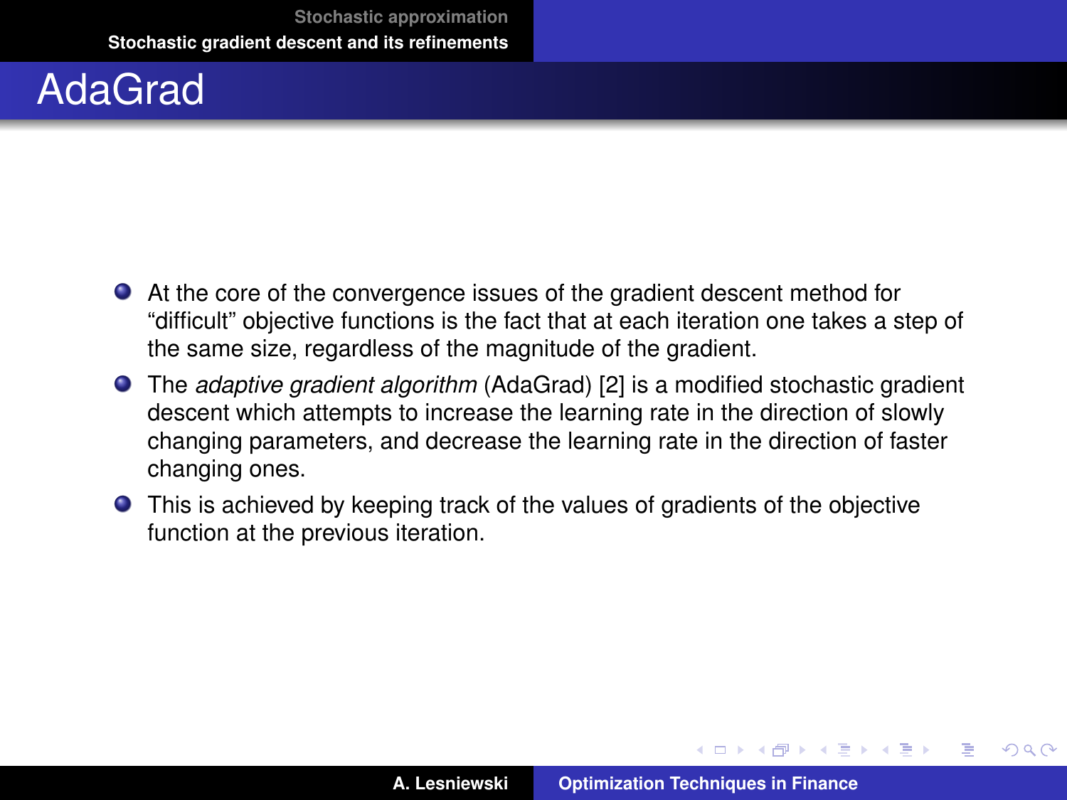# AdaGrad

- At the core of the convergence issues of the gradient descent method for "difficult" objective functions is the fact that at each iteration one takes a step of the same size, regardless of the magnitude of the gradient.
- The *adaptive gradient algorithm* (AdaGrad) [2] is a modified stochastic gradient descent which attempts to increase the learning rate in the direction of slowly changing parameters, and decrease the learning rate in the direction of faster changing ones.
- This is achieved by keeping track of the values of gradients of the objective function at the previous iteration.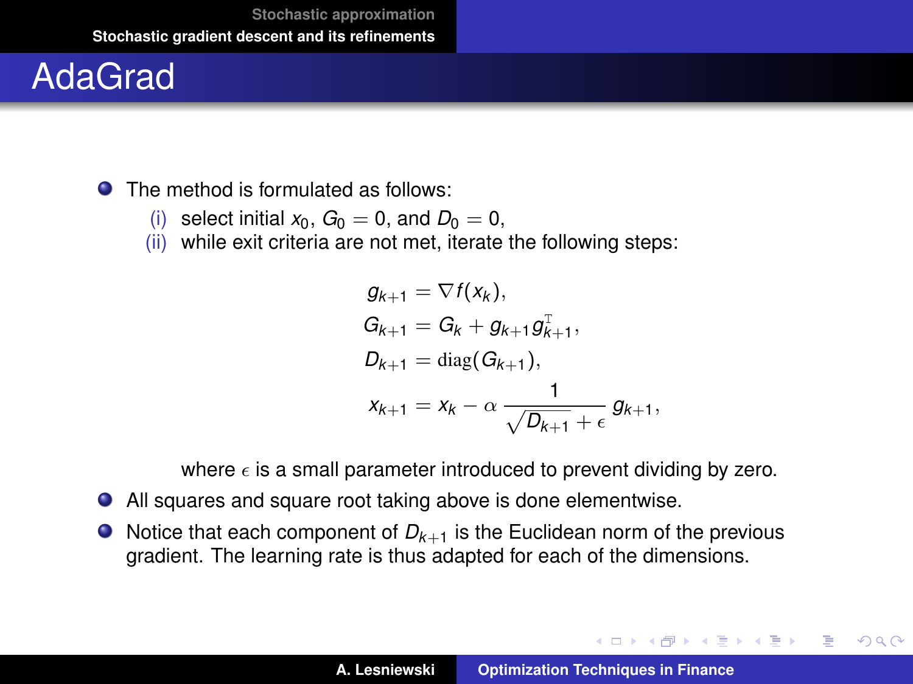# AdaGrad

- The method is formulated as follows:
  - (i) select initial $x_0$, $G_0 = 0$, and $D_0 = 0$,
  - (ii) while exit criteria are not met, iterate the following steps:

$$
\begin{aligned}
g_{k+1} &= \nabla f(x_k), \\
G_{k+1} &= G_k + g_{k+1} g_{k+1}^{\mathrm{T}}, \\
D_{k+1} &= \mathrm{diag}(G_{k+1}), \\
x_{k+1} &= x_k - \alpha \frac{1}{\sqrt{D_{k+1}} + \epsilon} \, g_{k+1},
\end{aligned}
$$

  where $\epsilon$ is a small parameter introduced to prevent dividing by zero.
- All squares and square root taking above is done elementwise.
- Notice that each component of $D_{k+1}$ is the Euclidean norm of the previous gradient. The learning rate is thus adapted for each of the dimensions.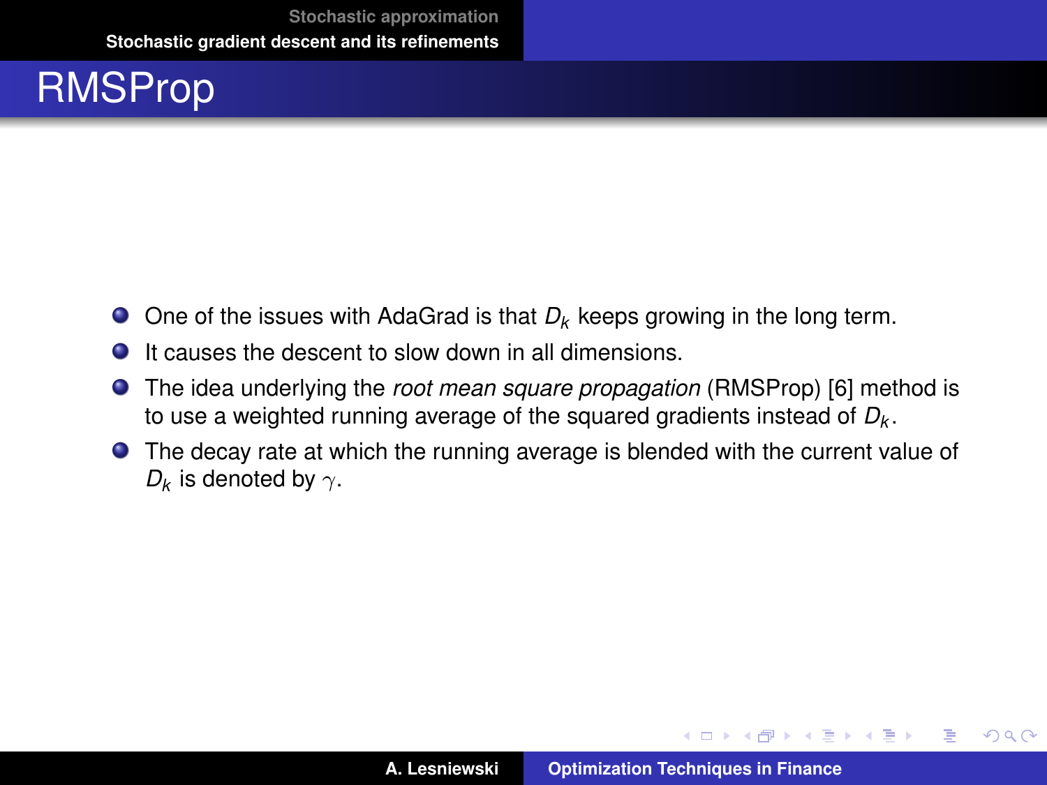# RMSProp

- One of the issues with AdaGrad is that $D_k$ keeps growing in the long term.
- It causes the descent to slow down in all dimensions.
- The idea underlying the *root mean square propagation* (RMSProp) [6] method is to use a weighted running average of the squared gradients instead of $D_k$.
- The decay rate at which the running average is blended with the current value of $D_k$ is denoted by $\gamma$.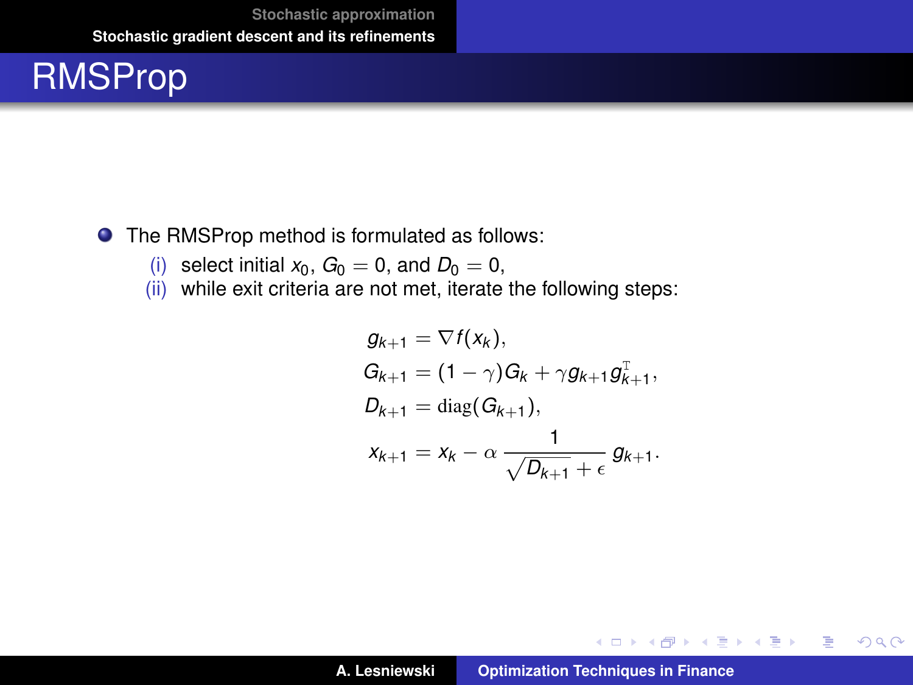# RMSProp

- The RMSProp method is formulated as follows:
  - (i) select initial $x_0$, $G_0 = 0$, and $D_0 = 0$,
  - (ii) while exit criteria are not met, iterate the following steps:

$$
\begin{aligned}
g_{k+1} &= \nabla f(x_k), \\
G_{k+1} &= (1-\gamma) G_k + \gamma g_{k+1} g_{k+1}^{\mathrm{T}}, \\
D_{k+1} &= \operatorname{diag}(G_{k+1}), \\
x_{k+1} &= x_k - \alpha \, \frac{1}{\sqrt{D_{k+1}} + \epsilon} \, g_{k+1}.
\end{aligned}
$$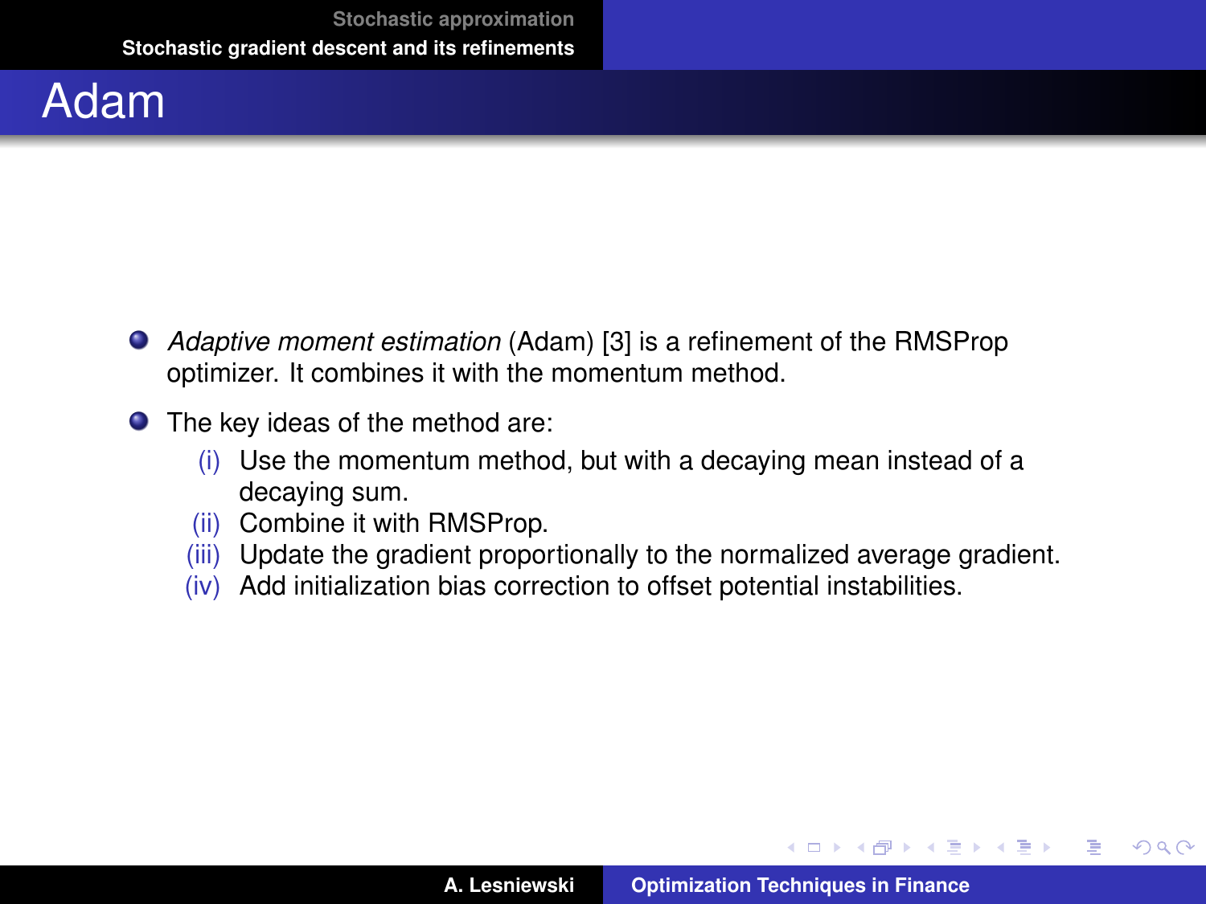# Adam

- *Adaptive moment estimation* (Adam) [3] is a refinement of the RMSProp optimizer. It combines it with the momentum method.
- The key ideas of the method are:
  - (i) Use the momentum method, but with a decaying mean instead of a decaying sum.
  - (ii) Combine it with RMSProp.
  - (iii) Update the gradient proportionally to the normalized average gradient.
  - (iv) Add initialization bias correction to offset potential instabilities.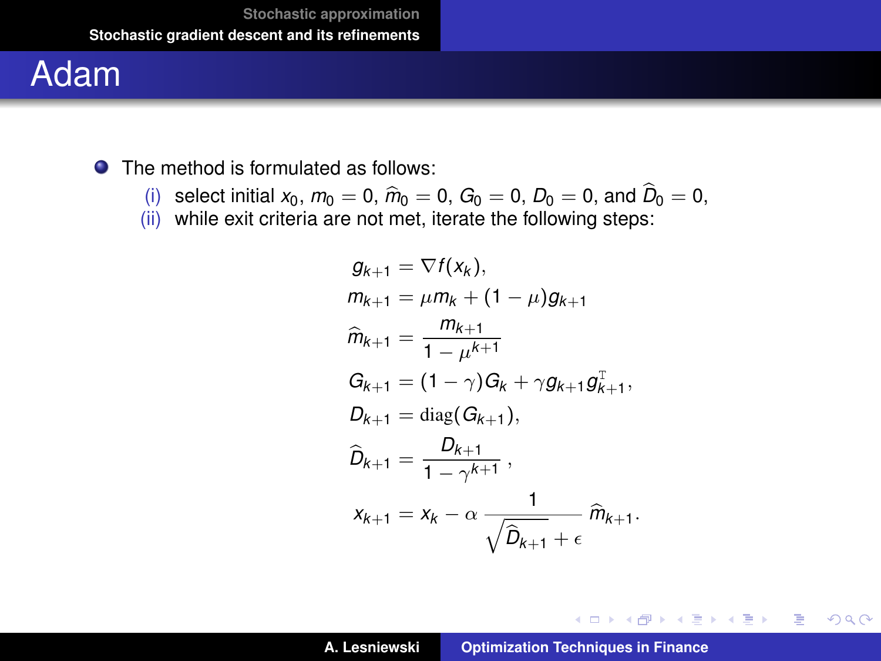# Adam

- The method is formulated as follows:
  - (i) select initial $x_0$, $m_0 = 0$, $\widehat{m}_0 = 0$, $G_0 = 0$, $D_0 = 0$, and $\widehat{D}_0 = 0$,
  - (ii) while exit criteria are not met, iterate the following steps:

$$
\begin{aligned}
g_{k+1} &= \nabla f(x_k), \\
m_{k+1} &= \mu m_k + (1 - \mu) g_{k+1} \\
\widehat{m}_{k+1} &= \frac{m_{k+1}}{1 - \mu^{k+1}} \\
G_{k+1} &= (1 - \gamma) G_k + \gamma g_{k+1} g_{k+1}^{\mathrm{T}}, \\
D_{k+1} &= \operatorname{diag}(G_{k+1}), \\
\widehat{D}_{k+1} &= \frac{D_{k+1}}{1 - \gamma^{k+1}}, \\
x_{k+1} &= x_k - \alpha \, \frac{1}{\sqrt{\widehat{D}_{k+1}} + \epsilon} \, \widehat{m}_{k+1}.
\end{aligned}
$$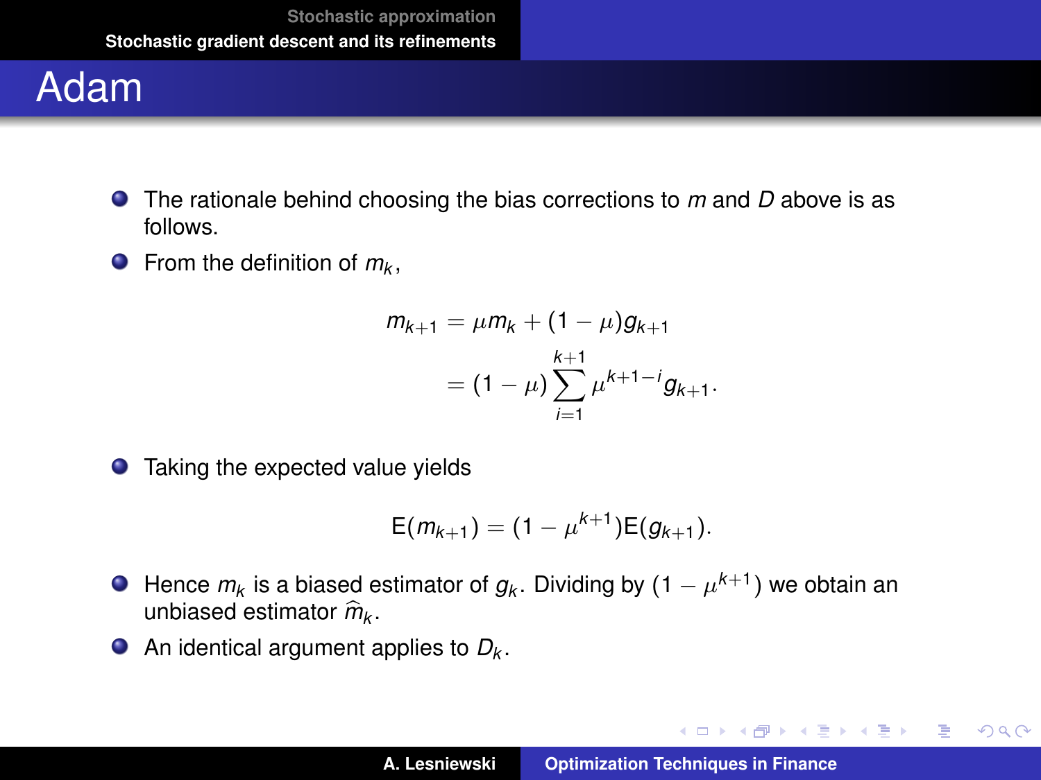# Adam

- The rationale behind choosing the bias corrections to $m$ and $D$ above is as follows.
- From the definition of $m_k$,

$$
\begin{aligned}
m_{k+1} &= \mu m_k + (1-\mu) g_{k+1} \\
&= (1-\mu) \sum_{i=1}^{k+1} \mu^{k+1-i} g_{k+1} .
\end{aligned}
$$

- Taking the expected value yields

$$
\mathrm{E}(m_{k+1}) = (1-\mu^{k+1}) \mathrm{E}(g_{k+1}).
$$

- Hence $m_k$ is a biased estimator of $g_k$. Dividing by $(1-\mu^{k+1})$ we obtain an unbiased estimator $\widehat{m}_k$.
- An identical argument applies to $D_k$.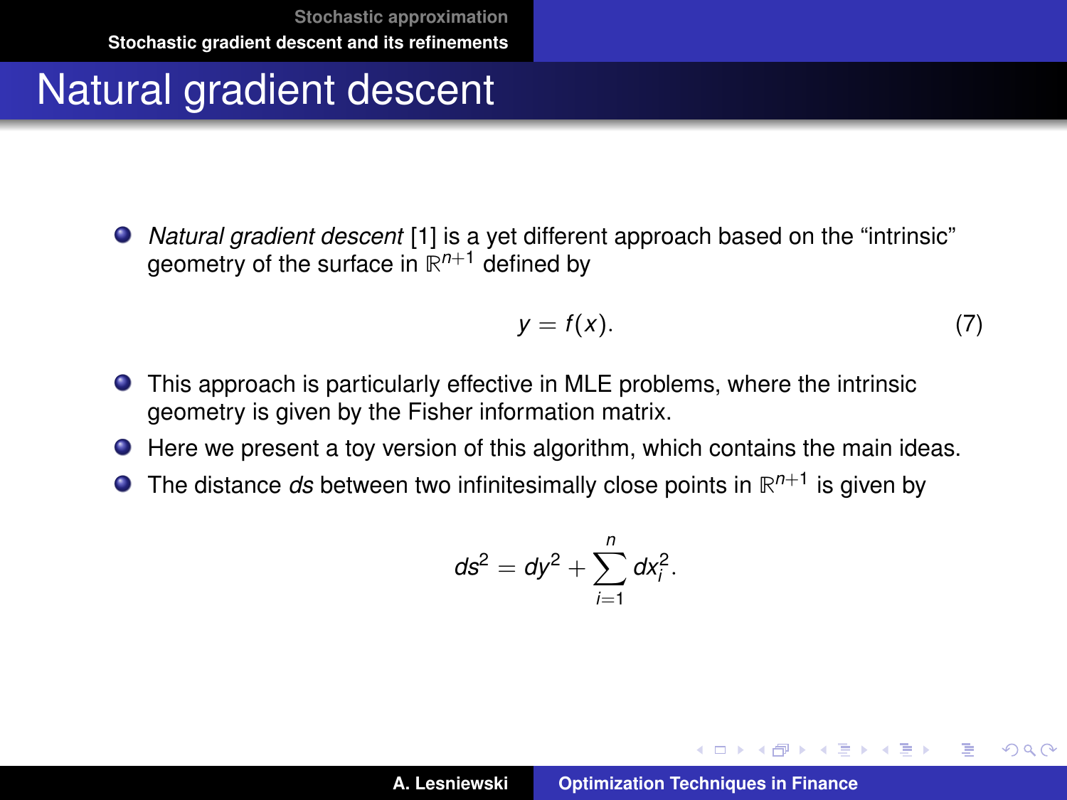# Natural gradient descent

- *Natural gradient descent* [1] is a yet different approach based on the "intrinsic" geometry of the surface in $\mathbb{R}^{n+1}$ defined by

$$y = f(x). \tag{7}$$

- This approach is particularly effective in MLE problems, where the intrinsic geometry is given by the Fisher information matrix.
- Here we present a toy version of this algorithm, which contains the main ideas.
- The distance $ds$ between two infinitesimally close points in $\mathbb{R}^{n+1}$ is given by

$$ds^2 = dy^2 + \sum_{i=1}^{n} dx_i^2.$$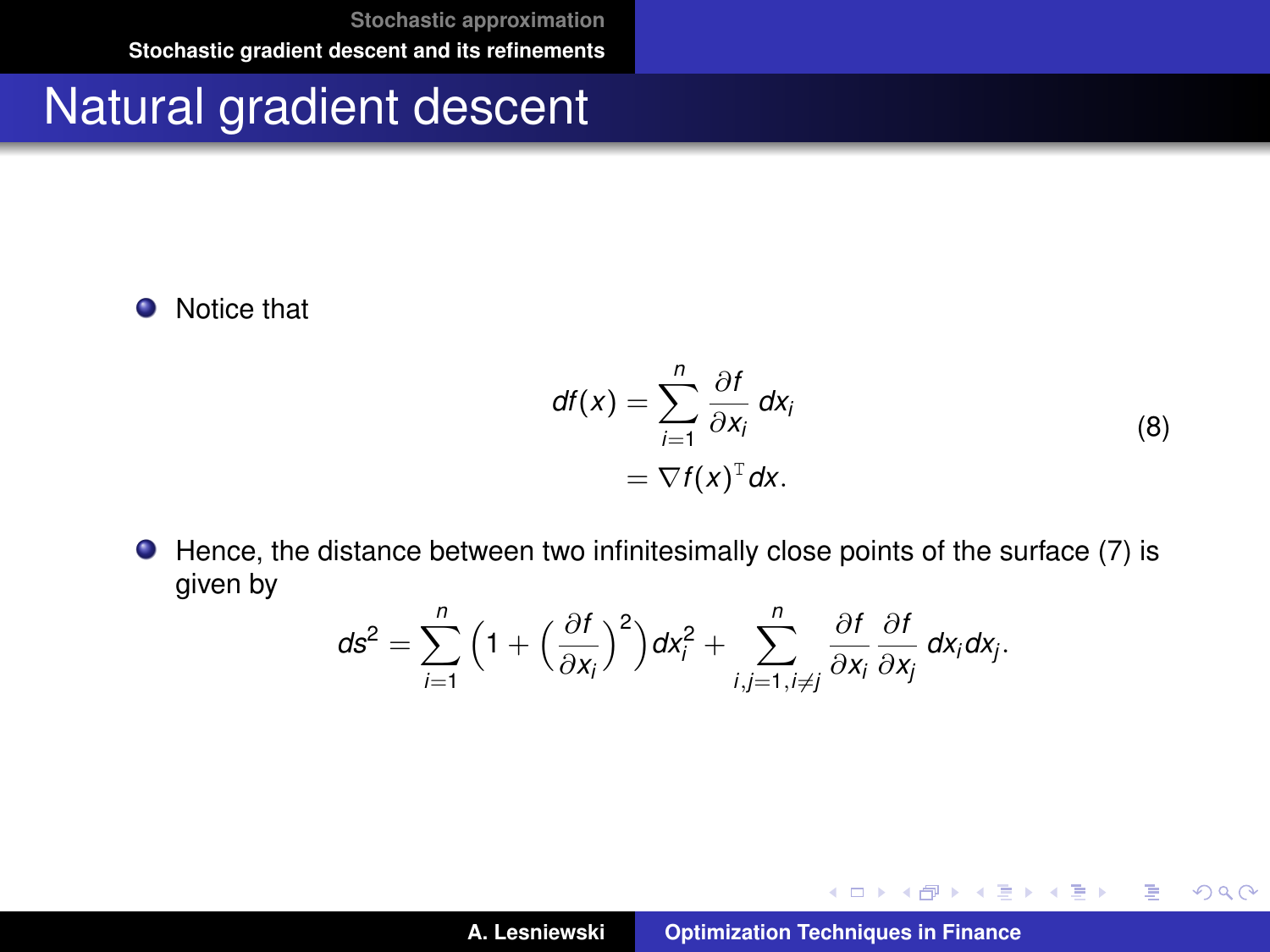# Natural gradient descent

- Notice that

$$
\begin{aligned}
df(x) &= \sum_{i=1}^{n} \frac{\partial f}{\partial x_i}\, dx_i \\
&= \nabla f(x)^{\mathrm{T}} dx.
\end{aligned}
\tag{8}
$$

- Hence, the distance between two infinitesimally close points of the surface (7) is given by

$$
ds^2 = \sum_{i=1}^{n} \Big(1 + \Big(\frac{\partial f}{\partial x_i}\Big)^2\Big) dx_i^2 + \sum_{i,j=1,i\neq j}^{n} \frac{\partial f}{\partial x_i}\frac{\partial f}{\partial x_j}\, dx_i dx_j .
$$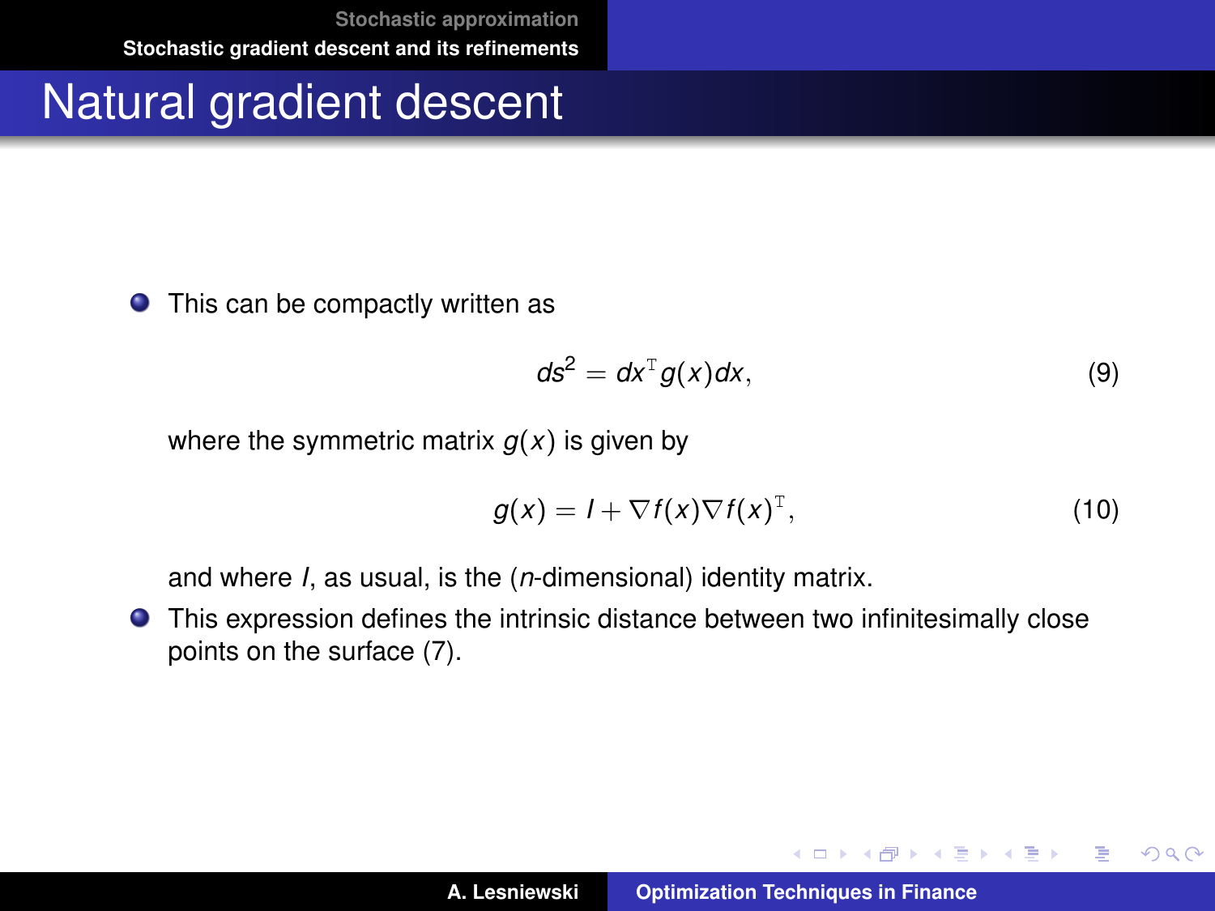# Natural gradient descent

- This can be compactly written as

$$ds^2 = dx^{\mathrm{T}} g(x) dx, \tag{9}$$

where the symmetric matrix $g(x)$ is given by

$$g(x) = I + \nabla f(x) \nabla f(x)^{\mathrm{T}}, \tag{10}$$

and where $I$, as usual, is the ($n$-dimensional) identity matrix.

- This expression defines the intrinsic distance between two infinitesimally close points on the surface (7).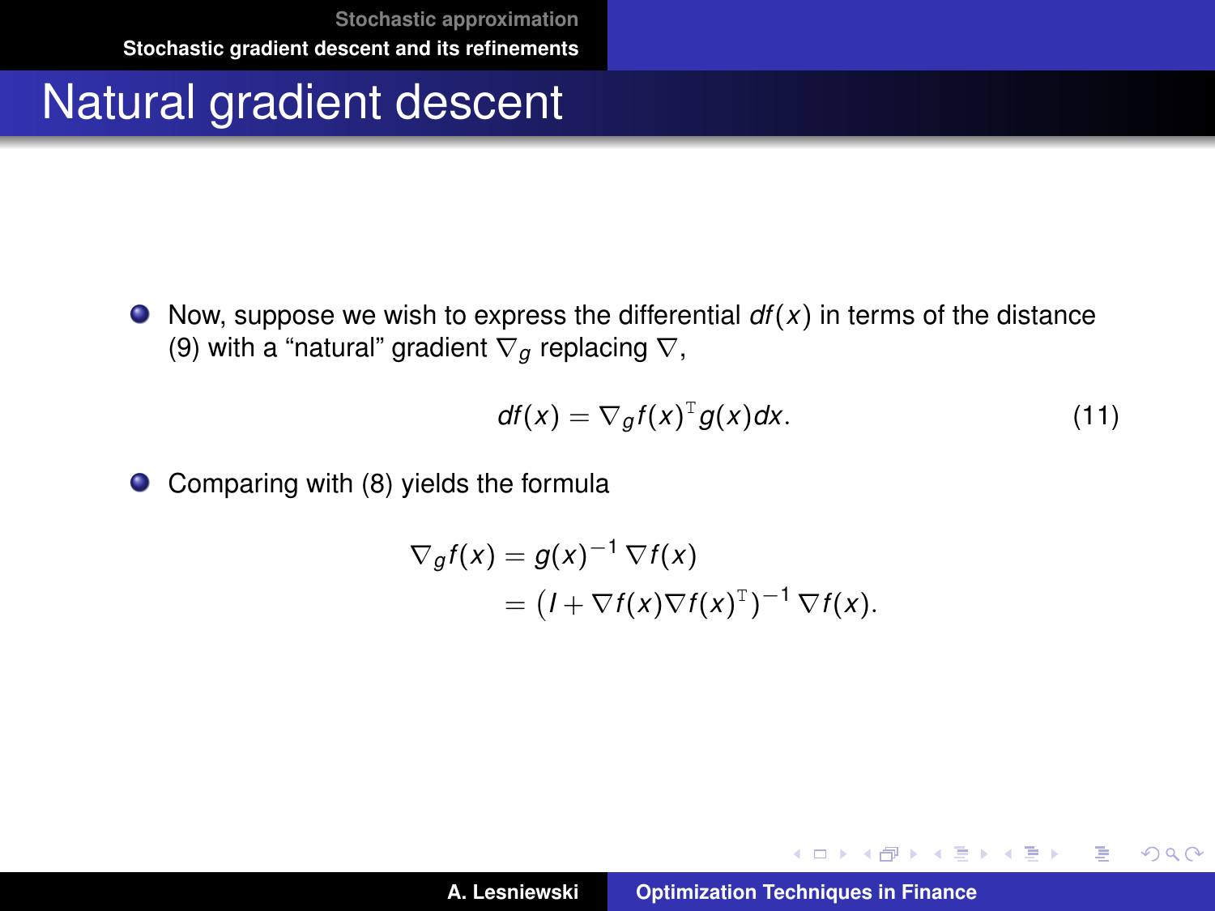# Natural gradient descent

- Now, suppose we wish to express the differential $df(x)$ in terms of the distance (9) with a "natural" gradient $\nabla_g$ replacing $\nabla$,

$$df(x) = \nabla_g f(x)^{\mathrm{T}} g(x) dx. \tag{11}$$

- Comparing with (8) yields the formula

$$\begin{aligned} \nabla_g f(x) &= g(x)^{-1} \nabla f(x) \\ &= \left(I + \nabla f(x) \nabla f(x)^{\mathrm{T}}\right)^{-1} \nabla f(x). \end{aligned}$$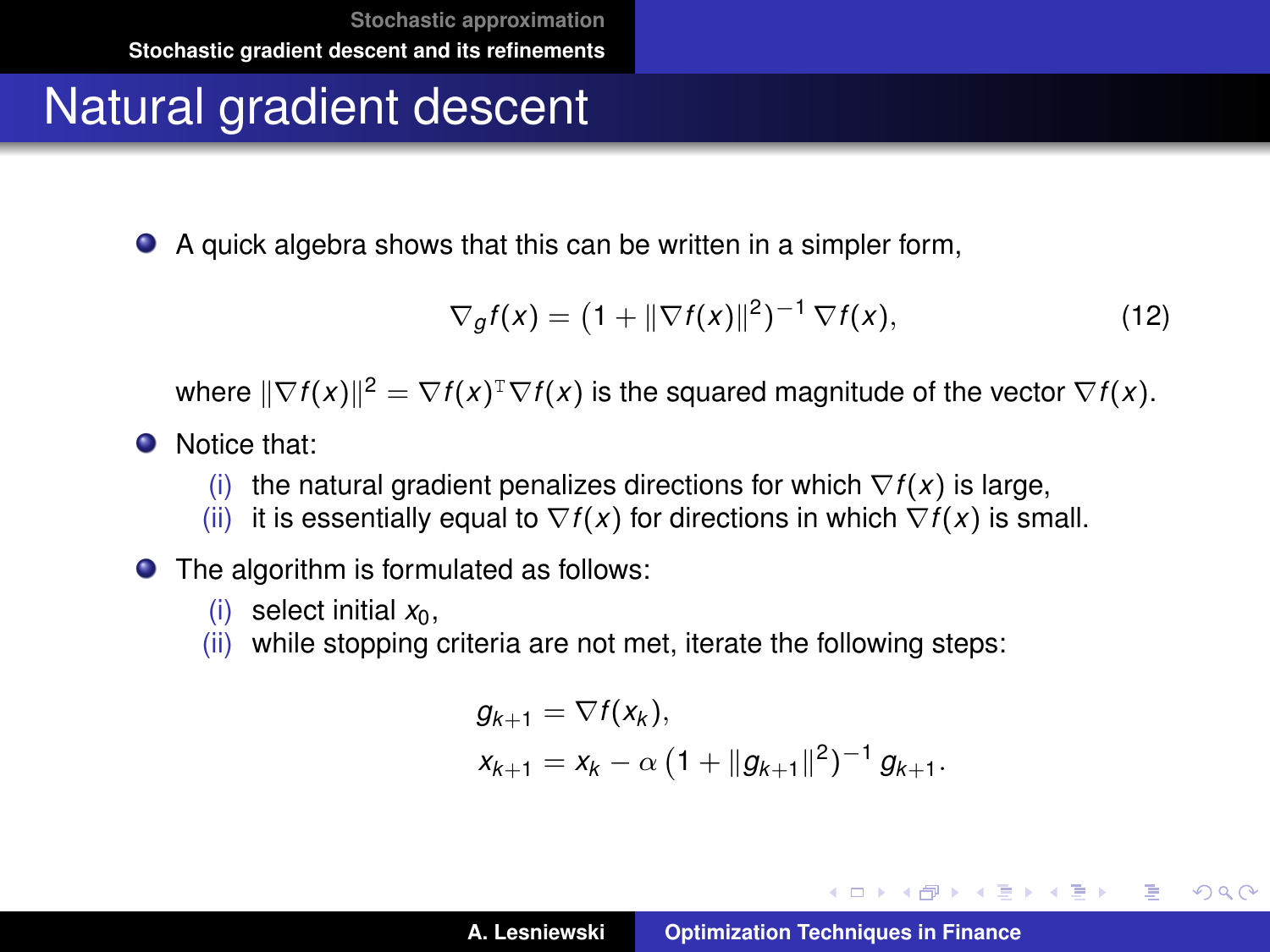# Natural gradient descent

- A quick algebra shows that this can be written in a simpler form,

$$\nabla_g f(x) = \left(1 + \|\nabla f(x)\|^2\right)^{-1} \nabla f(x), \tag{12}$$

where $\|\nabla f(x)\|^2 = \nabla f(x)^{\mathrm{T}} \nabla f(x)$ is the squared magnitude of the vector $\nabla f(x)$.

- Notice that:
  - (i) the natural gradient penalizes directions for which $\nabla f(x)$ is large,
  - (ii) it is essentially equal to $\nabla f(x)$ for directions in which $\nabla f(x)$ is small.

- The algorithm is formulated as follows:
  - (i) select initial $x_0$,
  - (ii) while stopping criteria are not met, iterate the following steps:

$$\begin{aligned} g_{k+1} &= \nabla f(x_k), \\ x_{k+1} &= x_k - \alpha \left(1 + \|g_{k+1}\|^2\right)^{-1} g_{k+1}. \end{aligned}$$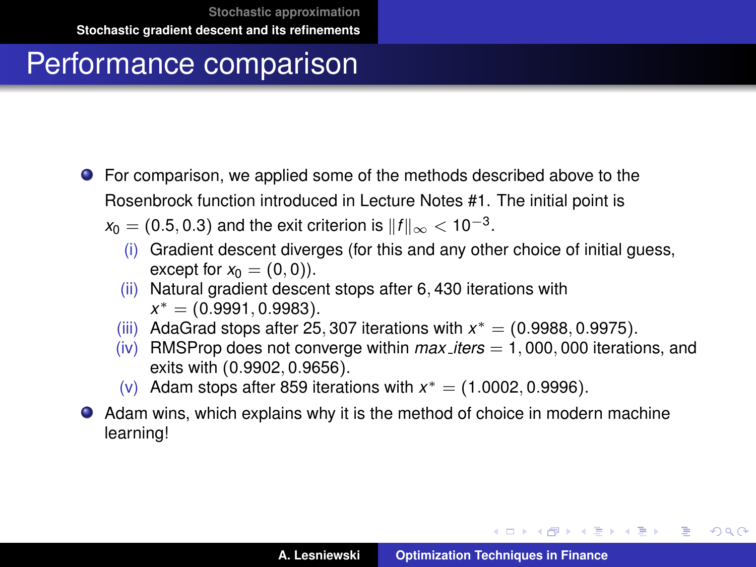# Performance comparison

- For comparison, we applied some of the methods described above to the Rosenbrock function introduced in Lecture Notes #1. The initial point is $x_0 = (0.5, 0.3)$ and the exit criterion is $\|f\|_\infty < 10^{-3}$.
  - (i) Gradient descent diverges (for this and any other choice of initial guess, except for $x_0 = (0, 0)$).
  - (ii) Natural gradient descent stops after $6,430$ iterations with $x^* = (0.9991, 0.9983)$.
  - (iii) AdaGrad stops after $25,307$ iterations with $x^* = (0.9988, 0.9975)$.
  - (iv) RMSProp does not converge within $max\_iters = 1,000,000$ iterations, and exits with $(0.9902, 0.9656)$.
  - (v) Adam stops after $859$ iterations with $x^* = (1.0002, 0.9996)$.
- Adam wins, which explains why it is the method of choice in modern machine learning!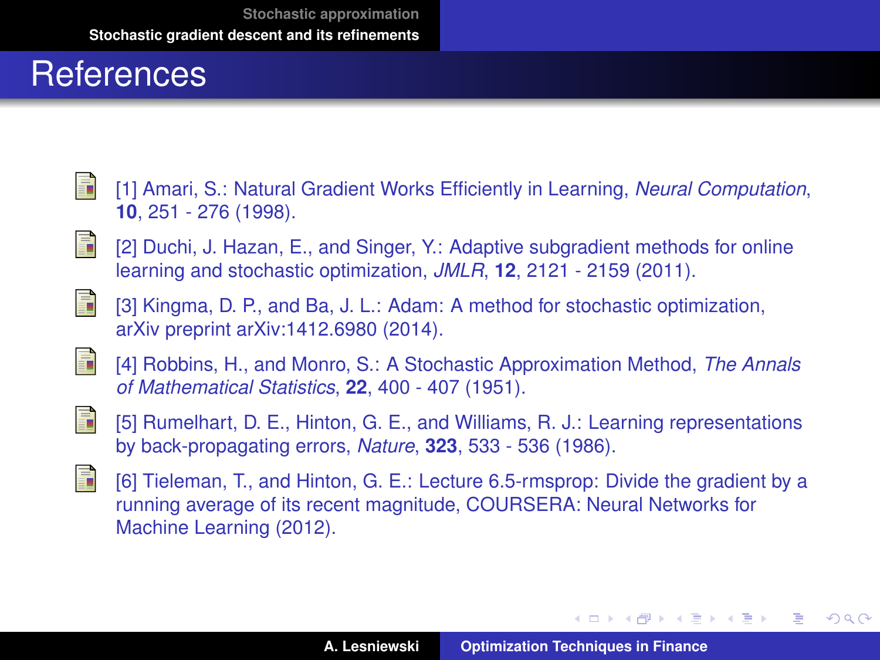# References

- [1] Amari, S.: Natural Gradient Works Efficiently in Learning, *Neural Computation*, **10**, 251 - 276 (1998).
- [2] Duchi, J. Hazan, E., and Singer, Y.: Adaptive subgradient methods for online learning and stochastic optimization, *JMLR*, **12**, 2121 - 2159 (2011).
- [3] Kingma, D. P., and Ba, J. L.: Adam: A method for stochastic optimization, arXiv preprint arXiv:1412.6980 (2014).
- [4] Robbins, H., and Monro, S.: A Stochastic Approximation Method, *The Annals of Mathematical Statistics*, **22**, 400 - 407 (1951).
- [5] Rumelhart, D. E., Hinton, G. E., and Williams, R. J.: Learning representations by back-propagating errors, *Nature*, **323**, 533 - 536 (1986).
- [6] Tieleman, T., and Hinton, G. E.: Lecture 6.5-rmsprop: Divide the gradient by a running average of its recent magnitude, COURSERA: Neural Networks for Machine Learning (2012).